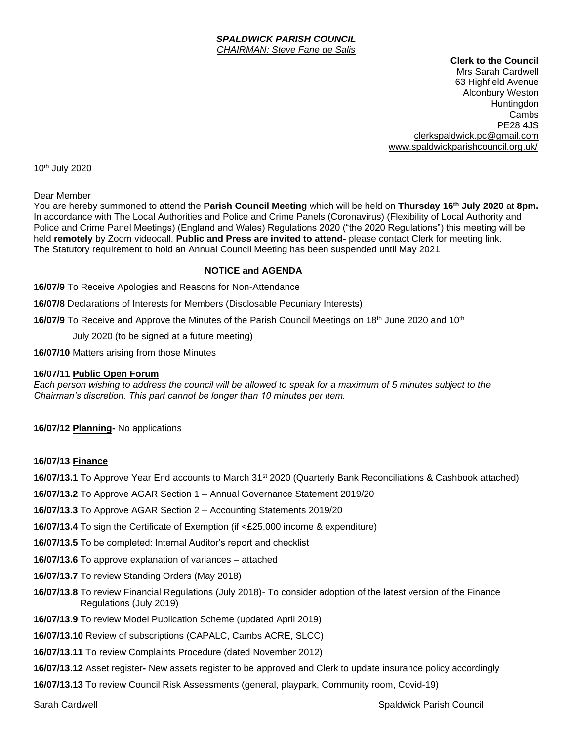*SPALDWICK PARISH COUNCIL*
*CHAIRMAN: Steve Fane de Salis*

**Clerk to the Council**
Mrs Sarah Cardwell
63 Highfield Avenue
Alconbury Weston
Huntingdon
Cambs
PE28 4JS
clerkspaldwick.pc@gmail.com
www.spaldwickparishcouncil.org.uk/

10th July 2020

Dear Member
You are hereby summoned to attend the **Parish Council Meeting** which will be held on **Thursday 16th July 2020** at **8pm.** In accordance with The Local Authorities and Police and Crime Panels (Coronavirus) (Flexibility of Local Authority and Police and Crime Panel Meetings) (England and Wales) Regulations 2020 ("the 2020 Regulations") this meeting will be held **remotely** by Zoom videocall. **Public and Press are invited to attend-** please contact Clerk for meeting link.
The Statutory requirement to hold an Annual Council Meeting has been suspended until May 2021

## NOTICE and AGENDA

**16/07/9** To Receive Apologies and Reasons for Non-Attendance

**16/07/8** Declarations of Interests for Members (Disclosable Pecuniary Interests)

**16/07/9** To Receive and Approve the Minutes of the Parish Council Meetings on 18th June 2020 and 10th July 2020 (to be signed at a future meeting)

**16/07/10** Matters arising from those Minutes

**16/07/11 Public Open Forum**
*Each person wishing to address the council will be allowed to speak for a maximum of 5 minutes subject to the Chairman's discretion. This part cannot be longer than 10 minutes per item.*

**16/07/12 Planning-** No applications

**16/07/13 Finance**

**16/07/13.1** To Approve Year End accounts to March 31st 2020 (Quarterly Bank Reconciliations & Cashbook attached)

**16/07/13.2** To Approve AGAR Section 1 – Annual Governance Statement 2019/20

**16/07/13.3** To Approve AGAR Section 2 – Accounting Statements 2019/20

**16/07/13.4** To sign the Certificate of Exemption (if <£25,000 income & expenditure)

**16/07/13.5** To be completed: Internal Auditor's report and checklist

**16/07/13.6** To approve explanation of variances – attached

**16/07/13.7** To review Standing Orders (May 2018)

**16/07/13.8** To review Financial Regulations (July 2018)- To consider adoption of the latest version of the Finance Regulations (July 2019)

**16/07/13.9** To review Model Publication Scheme (updated April 2019)

**16/07/13.10** Review of subscriptions (CAPALC, Cambs ACRE, SLCC)

**16/07/13.11** To review Complaints Procedure (dated November 2012)

**16/07/13.12** Asset register**-** New assets register to be approved and Clerk to update insurance policy accordingly

**16/07/13.13** To review Council Risk Assessments (general, playpark, Community room, Covid-19)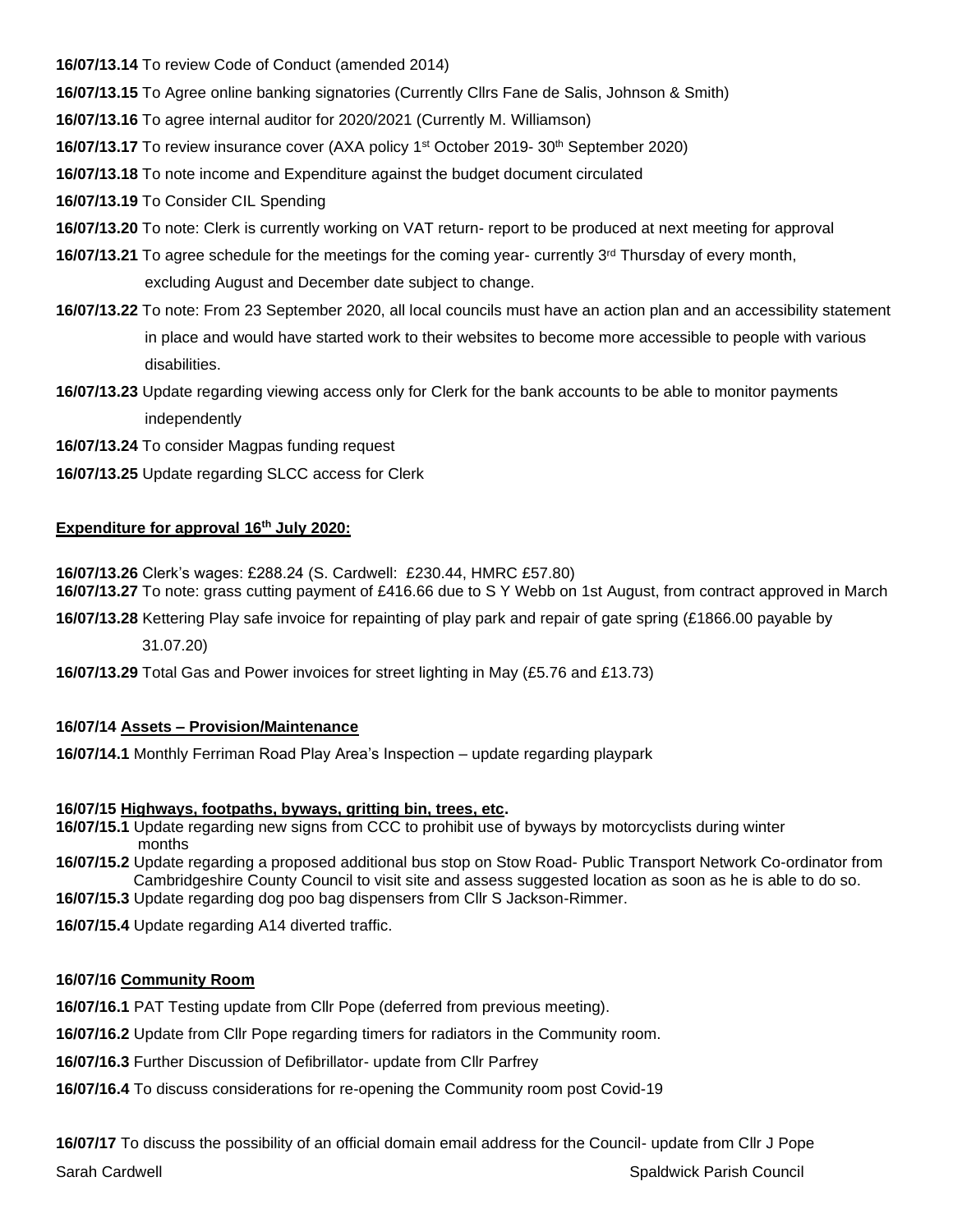**16/07/13.14** To review Code of Conduct (amended 2014)

**16/07/13.15** To Agree online banking signatories (Currently Cllrs Fane de Salis, Johnson & Smith)

**16/07/13.16** To agree internal auditor for 2020/2021 (Currently M. Williamson)

**16/07/13.17** To review insurance cover (AXA policy 1st October 2019- 30th September 2020)

**16/07/13.18** To note income and Expenditure against the budget document circulated

**16/07/13.19** To Consider CIL Spending

**16/07/13.20** To note: Clerk is currently working on VAT return- report to be produced at next meeting for approval

**16/07/13.21** To agree schedule for the meetings for the coming year- currently 3rd Thursday of every month, excluding August and December date subject to change.

**16/07/13.22** To note: From 23 September 2020, all local councils must have an action plan and an accessibility statement in place and would have started work to their websites to become more accessible to people with various disabilities.

**16/07/13.23** Update regarding viewing access only for Clerk for the bank accounts to be able to monitor payments independently

**16/07/13.24** To consider Magpas funding request

**16/07/13.25** Update regarding SLCC access for Clerk

**Expenditure for approval 16th July 2020:**

**16/07/13.26** Clerk's wages: £288.24 (S. Cardwell: £230.44, HMRC £57.80)

**16/07/13.27** To note: grass cutting payment of £416.66 due to S Y Webb on 1st August, from contract approved in March

**16/07/13.28** Kettering Play safe invoice for repainting of play park and repair of gate spring (£1866.00 payable by 31.07.20)

**16/07/13.29** Total Gas and Power invoices for street lighting in May (£5.76 and £13.73)

**16/07/14 Assets – Provision/Maintenance**

**16/07/14.1** Monthly Ferriman Road Play Area's Inspection – update regarding playpark

**16/07/15 Highways, footpaths, byways, gritting bin, trees, etc.**

**16/07/15.1** Update regarding new signs from CCC to prohibit use of byways by motorcyclists during winter months

**16/07/15.2** Update regarding a proposed additional bus stop on Stow Road- Public Transport Network Co-ordinator from Cambridgeshire County Council to visit site and assess suggested location as soon as he is able to do so.

**16/07/15.3** Update regarding dog poo bag dispensers from Cllr S Jackson-Rimmer.

**16/07/15.4** Update regarding A14 diverted traffic.

**16/07/16 Community Room**

**16/07/16.1** PAT Testing update from Cllr Pope (deferred from previous meeting).

**16/07/16.2** Update from Cllr Pope regarding timers for radiators in the Community room.

**16/07/16.3** Further Discussion of Defibrillator- update from Cllr Parfrey

**16/07/16.4** To discuss considerations for re-opening the Community room post Covid-19

**16/07/17** To discuss the possibility of an official domain email address for the Council- update from Cllr J Pope

Sarah Cardwell Spaldwick Parish Council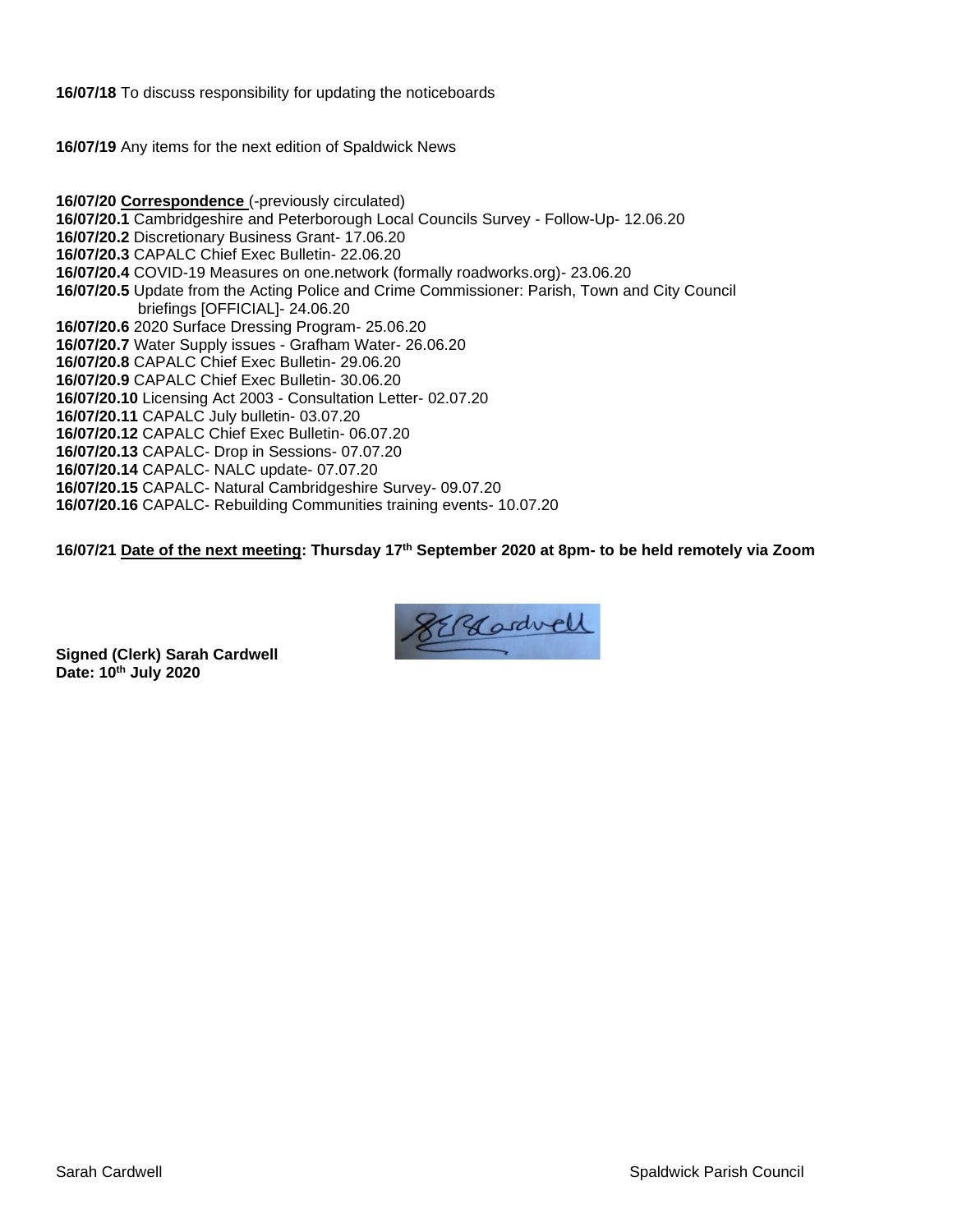**16/07/18** To discuss responsibility for updating the noticeboards

**16/07/19** Any items for the next edition of Spaldwick News

**16/07/20** **Correspondence** (-previously circulated)
**16/07/20.1** Cambridgeshire and Peterborough Local Councils Survey - Follow-Up- 12.06.20
**16/07/20.2** Discretionary Business Grant- 17.06.20
**16/07/20.3** CAPALC Chief Exec Bulletin- 22.06.20
**16/07/20.4** COVID-19 Measures on one.network (formally roadworks.org)- 23.06.20
**16/07/20.5** Update from the Acting Police and Crime Commissioner: Parish, Town and City Council briefings [OFFICIAL]- 24.06.20
**16/07/20.6** 2020 Surface Dressing Program- 25.06.20
**16/07/20.7** Water Supply issues - Grafham Water- 26.06.20
**16/07/20.8** CAPALC Chief Exec Bulletin- 29.06.20
**16/07/20.9** CAPALC Chief Exec Bulletin- 30.06.20
**16/07/20.10** Licensing Act 2003 - Consultation Letter- 02.07.20
**16/07/20.11** CAPALC July bulletin- 03.07.20
**16/07/20.12** CAPALC Chief Exec Bulletin- 06.07.20
**16/07/20.13** CAPALC- Drop in Sessions- 07.07.20
**16/07/20.14** CAPALC- NALC update- 07.07.20
**16/07/20.15** CAPALC- Natural Cambridgeshire Survey- 09.07.20
**16/07/20.16** CAPALC- Rebuilding Communities training events- 10.07.20

**16/07/21 Date of the next meeting: Thursday 17th September 2020 at 8pm- to be held remotely via Zoom**

**Signed (Clerk) Sarah Cardwell**
**Date: 10th July 2020**